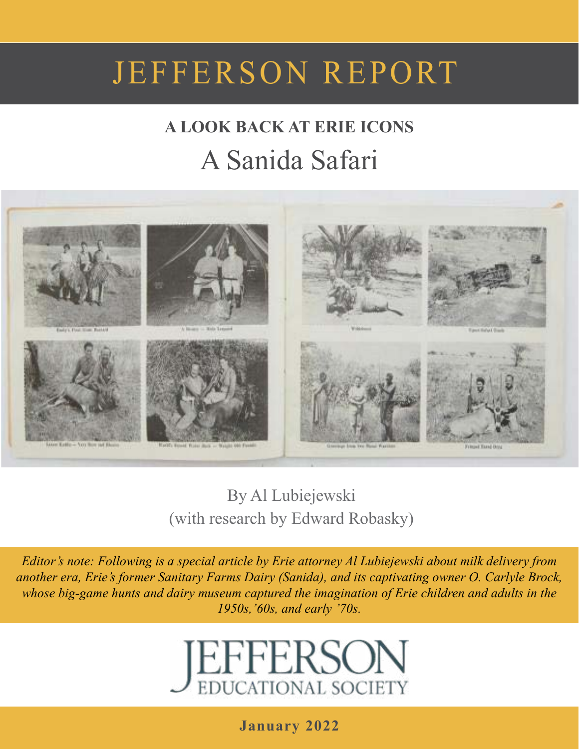# JEFFERSON REPORT

## A LOOK BACK AT ERIE ICONS

# A Sanida Safari

By Al Lubiejewski
(with research by Edward Robasky)

*Editor's note: Following is a special article by Erie attorney Al Lubiejewski about milk delivery from another era, Erie's former Sanitary Farms Dairy (Sanida), and its captivating owner O. Carlyle Brock, whose big-game hunts and dairy museum captured the imagination of Erie children and adults in the 1950s,'60s, and early '70s.*

JEFFERSON
EDUCATIONAL SOCIETY

**January 2022**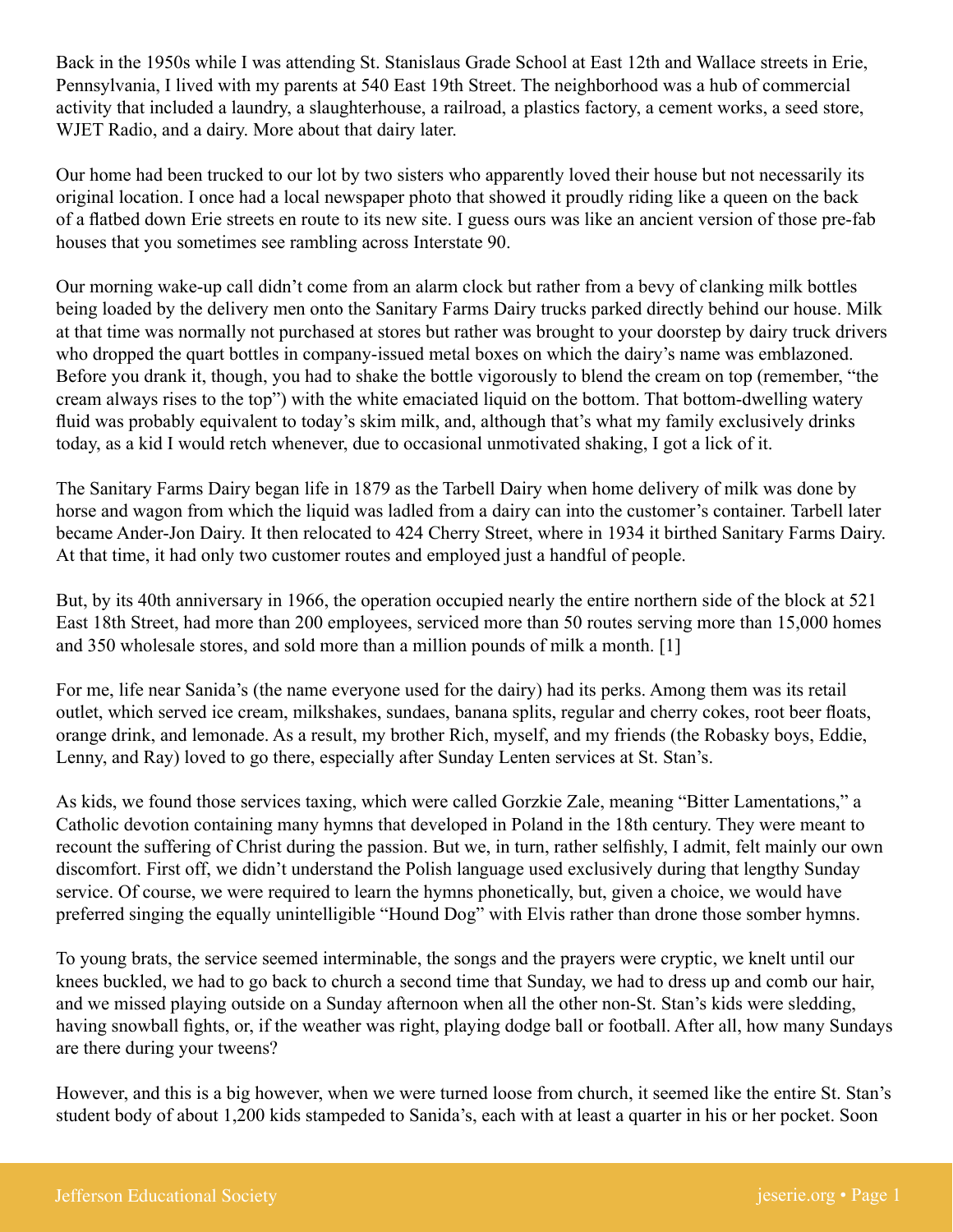Back in the 1950s while I was attending St. Stanislaus Grade School at East 12th and Wallace streets in Erie, Pennsylvania, I lived with my parents at 540 East 19th Street. The neighborhood was a hub of commercial activity that included a laundry, a slaughterhouse, a railroad, a plastics factory, a cement works, a seed store, WJET Radio, and a dairy. More about that dairy later.

Our home had been trucked to our lot by two sisters who apparently loved their house but not necessarily its original location. I once had a local newspaper photo that showed it proudly riding like a queen on the back of a flatbed down Erie streets en route to its new site. I guess ours was like an ancient version of those pre-fab houses that you sometimes see rambling across Interstate 90.

Our morning wake-up call didn't come from an alarm clock but rather from a bevy of clanking milk bottles being loaded by the delivery men onto the Sanitary Farms Dairy trucks parked directly behind our house. Milk at that time was normally not purchased at stores but rather was brought to your doorstep by dairy truck drivers who dropped the quart bottles in company-issued metal boxes on which the dairy's name was emblazoned. Before you drank it, though, you had to shake the bottle vigorously to blend the cream on top (remember, "the cream always rises to the top") with the white emaciated liquid on the bottom. That bottom-dwelling watery fluid was probably equivalent to today's skim milk, and, although that's what my family exclusively drinks today, as a kid I would retch whenever, due to occasional unmotivated shaking, I got a lick of it.

The Sanitary Farms Dairy began life in 1879 as the Tarbell Dairy when home delivery of milk was done by horse and wagon from which the liquid was ladled from a dairy can into the customer's container. Tarbell later became Ander-Jon Dairy. It then relocated to 424 Cherry Street, where in 1934 it birthed Sanitary Farms Dairy. At that time, it had only two customer routes and employed just a handful of people.

But, by its 40th anniversary in 1966, the operation occupied nearly the entire northern side of the block at 521 East 18th Street, had more than 200 employees, serviced more than 50 routes serving more than 15,000 homes and 350 wholesale stores, and sold more than a million pounds of milk a month. [1]

For me, life near Sanida's (the name everyone used for the dairy) had its perks. Among them was its retail outlet, which served ice cream, milkshakes, sundaes, banana splits, regular and cherry cokes, root beer floats, orange drink, and lemonade. As a result, my brother Rich, myself, and my friends (the Robasky boys, Eddie, Lenny, and Ray) loved to go there, especially after Sunday Lenten services at St. Stan's.

As kids, we found those services taxing, which were called Gorzkie Zale, meaning "Bitter Lamentations," a Catholic devotion containing many hymns that developed in Poland in the 18th century. They were meant to recount the suffering of Christ during the passion. But we, in turn, rather selfishly, I admit, felt mainly our own discomfort. First off, we didn't understand the Polish language used exclusively during that lengthy Sunday service. Of course, we were required to learn the hymns phonetically, but, given a choice, we would have preferred singing the equally unintelligible "Hound Dog" with Elvis rather than drone those somber hymns.

To young brats, the service seemed interminable, the songs and the prayers were cryptic, we knelt until our knees buckled, we had to go back to church a second time that Sunday, we had to dress up and comb our hair, and we missed playing outside on a Sunday afternoon when all the other non-St. Stan's kids were sledding, having snowball fights, or, if the weather was right, playing dodge ball or football. After all, how many Sundays are there during your tweens?

However, and this is a big however, when we were turned loose from church, it seemed like the entire St. Stan's student body of about 1,200 kids stampeded to Sanida's, each with at least a quarter in his or her pocket. Soon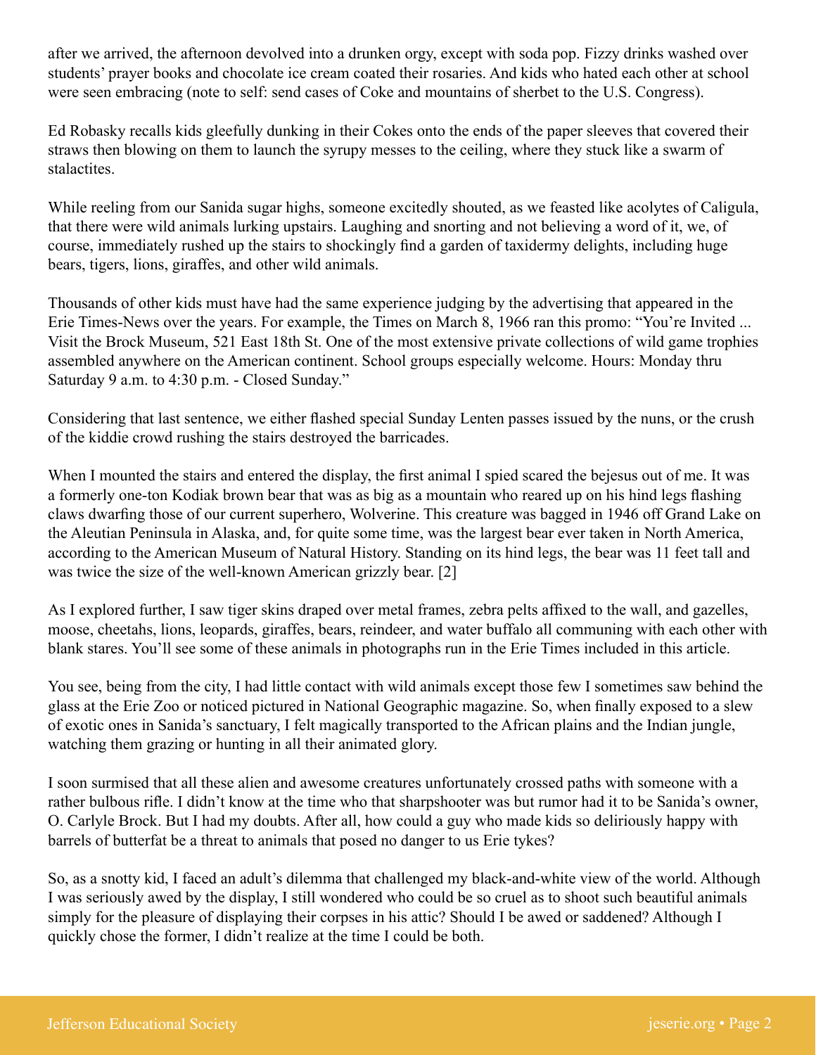after we arrived, the afternoon devolved into a drunken orgy, except with soda pop. Fizzy drinks washed over students' prayer books and chocolate ice cream coated their rosaries. And kids who hated each other at school were seen embracing (note to self: send cases of Coke and mountains of sherbet to the U.S. Congress).

Ed Robasky recalls kids gleefully dunking in their Cokes onto the ends of the paper sleeves that covered their straws then blowing on them to launch the syrupy messes to the ceiling, where they stuck like a swarm of stalactites.

While reeling from our Sanida sugar highs, someone excitedly shouted, as we feasted like acolytes of Caligula, that there were wild animals lurking upstairs. Laughing and snorting and not believing a word of it, we, of course, immediately rushed up the stairs to shockingly find a garden of taxidermy delights, including huge bears, tigers, lions, giraffes, and other wild animals.

Thousands of other kids must have had the same experience judging by the advertising that appeared in the Erie Times-News over the years. For example, the Times on March 8, 1966 ran this promo: "You're Invited ... Visit the Brock Museum, 521 East 18th St. One of the most extensive private collections of wild game trophies assembled anywhere on the American continent. School groups especially welcome. Hours: Monday thru Saturday 9 a.m. to 4:30 p.m. - Closed Sunday."

Considering that last sentence, we either flashed special Sunday Lenten passes issued by the nuns, or the crush of the kiddie crowd rushing the stairs destroyed the barricades.

When I mounted the stairs and entered the display, the first animal I spied scared the bejesus out of me. It was a formerly one-ton Kodiak brown bear that was as big as a mountain who reared up on his hind legs flashing claws dwarfing those of our current superhero, Wolverine. This creature was bagged in 1946 off Grand Lake on the Aleutian Peninsula in Alaska, and, for quite some time, was the largest bear ever taken in North America, according to the American Museum of Natural History. Standing on its hind legs, the bear was 11 feet tall and was twice the size of the well-known American grizzly bear. [2]

As I explored further, I saw tiger skins draped over metal frames, zebra pelts affixed to the wall, and gazelles, moose, cheetahs, lions, leopards, giraffes, bears, reindeer, and water buffalo all communing with each other with blank stares. You'll see some of these animals in photographs run in the Erie Times included in this article.

You see, being from the city, I had little contact with wild animals except those few I sometimes saw behind the glass at the Erie Zoo or noticed pictured in National Geographic magazine. So, when finally exposed to a slew of exotic ones in Sanida's sanctuary, I felt magically transported to the African plains and the Indian jungle, watching them grazing or hunting in all their animated glory.

I soon surmised that all these alien and awesome creatures unfortunately crossed paths with someone with a rather bulbous rifle. I didn't know at the time who that sharpshooter was but rumor had it to be Sanida's owner, O. Carlyle Brock. But I had my doubts. After all, how could a guy who made kids so deliriously happy with barrels of butterfat be a threat to animals that posed no danger to us Erie tykes?

So, as a snotty kid, I faced an adult's dilemma that challenged my black-and-white view of the world. Although I was seriously awed by the display, I still wondered who could be so cruel as to shoot such beautiful animals simply for the pleasure of displaying their corpses in his attic? Should I be awed or saddened? Although I quickly chose the former, I didn't realize at the time I could be both.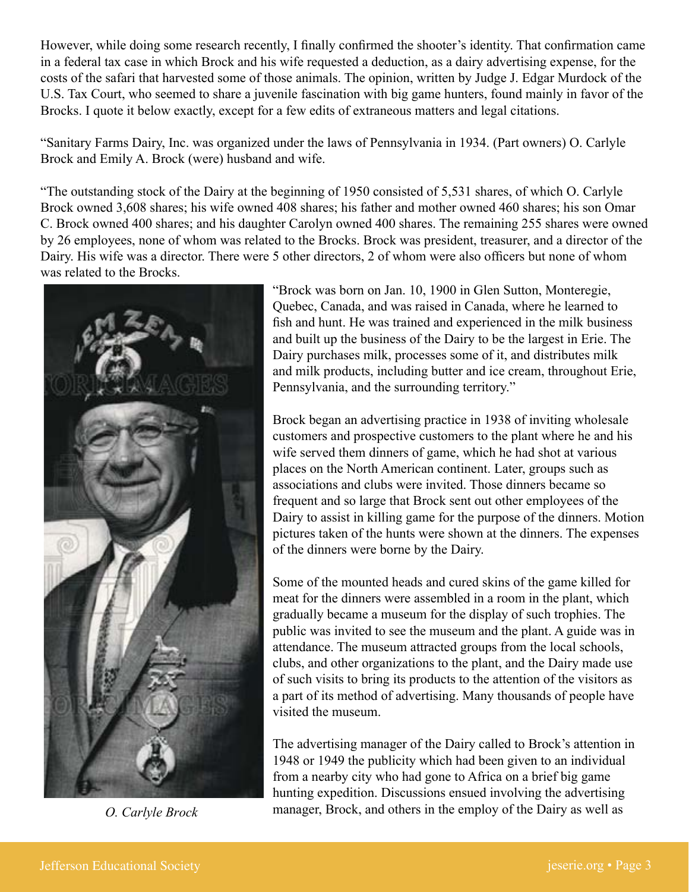However, while doing some research recently, I finally confirmed the shooter's identity. That confirmation came in a federal tax case in which Brock and his wife requested a deduction, as a dairy advertising expense, for the costs of the safari that harvested some of those animals. The opinion, written by Judge J. Edgar Murdock of the U.S. Tax Court, who seemed to share a juvenile fascination with big game hunters, found mainly in favor of the Brocks. I quote it below exactly, except for a few edits of extraneous matters and legal citations.

"Sanitary Farms Dairy, Inc. was organized under the laws of Pennsylvania in 1934. (Part owners) O. Carlyle Brock and Emily A. Brock (were) husband and wife.

"The outstanding stock of the Dairy at the beginning of 1950 consisted of 5,531 shares, of which O. Carlyle Brock owned 3,608 shares; his wife owned 408 shares; his father and mother owned 460 shares; his son Omar C. Brock owned 400 shares; and his daughter Carolyn owned 400 shares. The remaining 255 shares were owned by 26 employees, none of whom was related to the Brocks. Brock was president, treasurer, and a director of the Dairy. His wife was a director. There were 5 other directors, 2 of whom were also officers but none of whom was related to the Brocks.

*O. Carlyle Brock*

"Brock was born on Jan. 10, 1900 in Glen Sutton, Monteregie, Quebec, Canada, and was raised in Canada, where he learned to fish and hunt. He was trained and experienced in the milk business and built up the business of the Dairy to be the largest in Erie. The Dairy purchases milk, processes some of it, and distributes milk and milk products, including butter and ice cream, throughout Erie, Pennsylvania, and the surrounding territory."

Brock began an advertising practice in 1938 of inviting wholesale customers and prospective customers to the plant where he and his wife served them dinners of game, which he had shot at various places on the North American continent. Later, groups such as associations and clubs were invited. Those dinners became so frequent and so large that Brock sent out other employees of the Dairy to assist in killing game for the purpose of the dinners. Motion pictures taken of the hunts were shown at the dinners. The expenses of the dinners were borne by the Dairy.

Some of the mounted heads and cured skins of the game killed for meat for the dinners were assembled in a room in the plant, which gradually became a museum for the display of such trophies. The public was invited to see the museum and the plant. A guide was in attendance. The museum attracted groups from the local schools, clubs, and other organizations to the plant, and the Dairy made use of such visits to bring its products to the attention of the visitors as a part of its method of advertising. Many thousands of people have visited the museum.

The advertising manager of the Dairy called to Brock's attention in 1948 or 1949 the publicity which had been given to an individual from a nearby city who had gone to Africa on a brief big game hunting expedition. Discussions ensued involving the advertising manager, Brock, and others in the employ of the Dairy as well as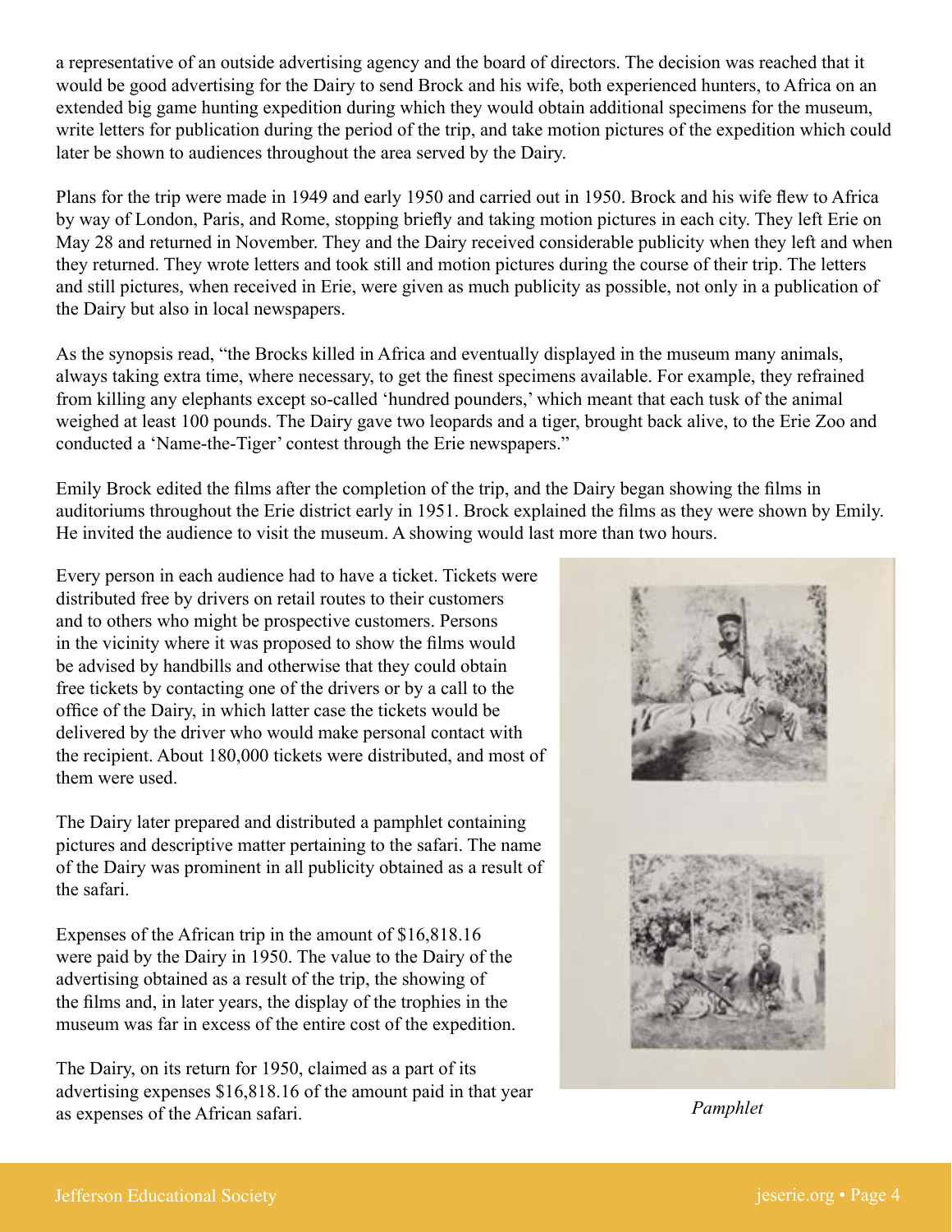a representative of an outside advertising agency and the board of directors. The decision was reached that it would be good advertising for the Dairy to send Brock and his wife, both experienced hunters, to Africa on an extended big game hunting expedition during which they would obtain additional specimens for the museum, write letters for publication during the period of the trip, and take motion pictures of the expedition which could later be shown to audiences throughout the area served by the Dairy.

Plans for the trip were made in 1949 and early 1950 and carried out in 1950. Brock and his wife flew to Africa by way of London, Paris, and Rome, stopping briefly and taking motion pictures in each city. They left Erie on May 28 and returned in November. They and the Dairy received considerable publicity when they left and when they returned. They wrote letters and took still and motion pictures during the course of their trip. The letters and still pictures, when received in Erie, were given as much publicity as possible, not only in a publication of the Dairy but also in local newspapers.

As the synopsis read, "the Brocks killed in Africa and eventually displayed in the museum many animals, always taking extra time, where necessary, to get the finest specimens available. For example, they refrained from killing any elephants except so-called 'hundred pounders,' which meant that each tusk of the animal weighed at least 100 pounds. The Dairy gave two leopards and a tiger, brought back alive, to the Erie Zoo and conducted a 'Name-the-Tiger' contest through the Erie newspapers."

Emily Brock edited the films after the completion of the trip, and the Dairy began showing the films in auditoriums throughout the Erie district early in 1951. Brock explained the films as they were shown by Emily. He invited the audience to visit the museum. A showing would last more than two hours.

Every person in each audience had to have a ticket. Tickets were distributed free by drivers on retail routes to their customers and to others who might be prospective customers. Persons in the vicinity where it was proposed to show the films would be advised by handbills and otherwise that they could obtain free tickets by contacting one of the drivers or by a call to the office of the Dairy, in which latter case the tickets would be delivered by the driver who would make personal contact with the recipient. About 180,000 tickets were distributed, and most of them were used.

The Dairy later prepared and distributed a pamphlet containing pictures and descriptive matter pertaining to the safari. The name of the Dairy was prominent in all publicity obtained as a result of the safari.

Expenses of the African trip in the amount of $16,818.16 were paid by the Dairy in 1950. The value to the Dairy of the advertising obtained as a result of the trip, the showing of the films and, in later years, the display of the trophies in the museum was far in excess of the entire cost of the expedition.

The Dairy, on its return for 1950, claimed as a part of its advertising expenses $16,818.16 of the amount paid in that year as expenses of the African safari.

*Pamphlet*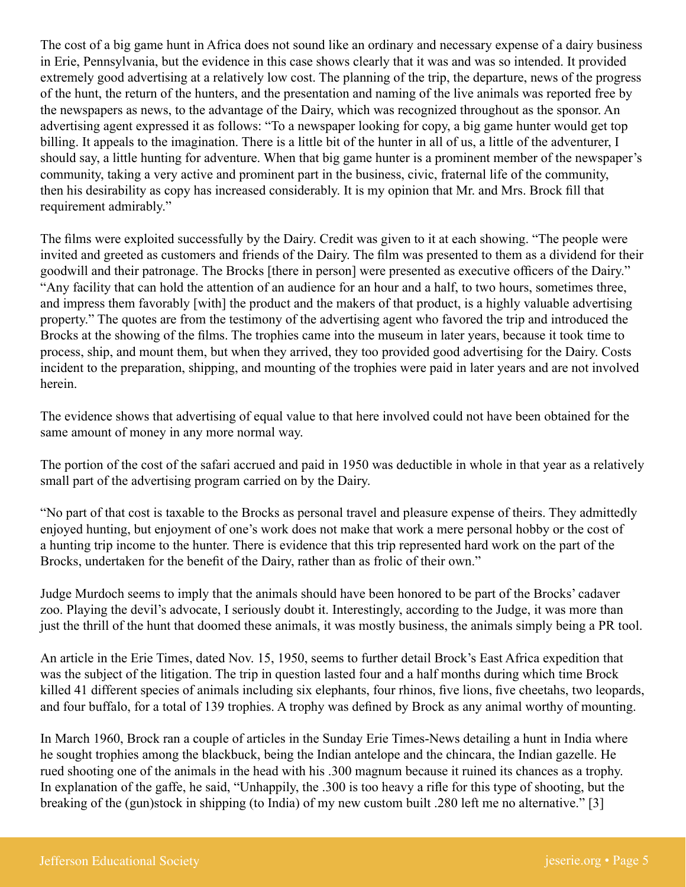The cost of a big game hunt in Africa does not sound like an ordinary and necessary expense of a dairy business in Erie, Pennsylvania, but the evidence in this case shows clearly that it was and was so intended. It provided extremely good advertising at a relatively low cost. The planning of the trip, the departure, news of the progress of the hunt, the return of the hunters, and the presentation and naming of the live animals was reported free by the newspapers as news, to the advantage of the Dairy, which was recognized throughout as the sponsor. An advertising agent expressed it as follows: "To a newspaper looking for copy, a big game hunter would get top billing. It appeals to the imagination. There is a little bit of the hunter in all of us, a little of the adventurer, I should say, a little hunting for adventure. When that big game hunter is a prominent member of the newspaper's community, taking a very active and prominent part in the business, civic, fraternal life of the community, then his desirability as copy has increased considerably. It is my opinion that Mr. and Mrs. Brock fill that requirement admirably."

The films were exploited successfully by the Dairy. Credit was given to it at each showing. "The people were invited and greeted as customers and friends of the Dairy. The film was presented to them as a dividend for their goodwill and their patronage. The Brocks [there in person] were presented as executive officers of the Dairy." "Any facility that can hold the attention of an audience for an hour and a half, to two hours, sometimes three, and impress them favorably [with] the product and the makers of that product, is a highly valuable advertising property." The quotes are from the testimony of the advertising agent who favored the trip and introduced the Brocks at the showing of the films. The trophies came into the museum in later years, because it took time to process, ship, and mount them, but when they arrived, they too provided good advertising for the Dairy. Costs incident to the preparation, shipping, and mounting of the trophies were paid in later years and are not involved herein.

The evidence shows that advertising of equal value to that here involved could not have been obtained for the same amount of money in any more normal way.

The portion of the cost of the safari accrued and paid in 1950 was deductible in whole in that year as a relatively small part of the advertising program carried on by the Dairy.

"No part of that cost is taxable to the Brocks as personal travel and pleasure expense of theirs. They admittedly enjoyed hunting, but enjoyment of one's work does not make that work a mere personal hobby or the cost of a hunting trip income to the hunter. There is evidence that this trip represented hard work on the part of the Brocks, undertaken for the benefit of the Dairy, rather than as frolic of their own."

Judge Murdoch seems to imply that the animals should have been honored to be part of the Brocks' cadaver zoo. Playing the devil's advocate, I seriously doubt it. Interestingly, according to the Judge, it was more than just the thrill of the hunt that doomed these animals, it was mostly business, the animals simply being a PR tool.

An article in the Erie Times, dated Nov. 15, 1950, seems to further detail Brock's East Africa expedition that was the subject of the litigation. The trip in question lasted four and a half months during which time Brock killed 41 different species of animals including six elephants, four rhinos, five lions, five cheetahs, two leopards, and four buffalo, for a total of 139 trophies. A trophy was defined by Brock as any animal worthy of mounting.

In March 1960, Brock ran a couple of articles in the Sunday Erie Times-News detailing a hunt in India where he sought trophies among the blackbuck, being the Indian antelope and the chincara, the Indian gazelle. He rued shooting one of the animals in the head with his .300 magnum because it ruined its chances as a trophy. In explanation of the gaffe, he said, "Unhappily, the .300 is too heavy a rifle for this type of shooting, but the breaking of the (gun)stock in shipping (to India) of my new custom built .280 left me no alternative." [3]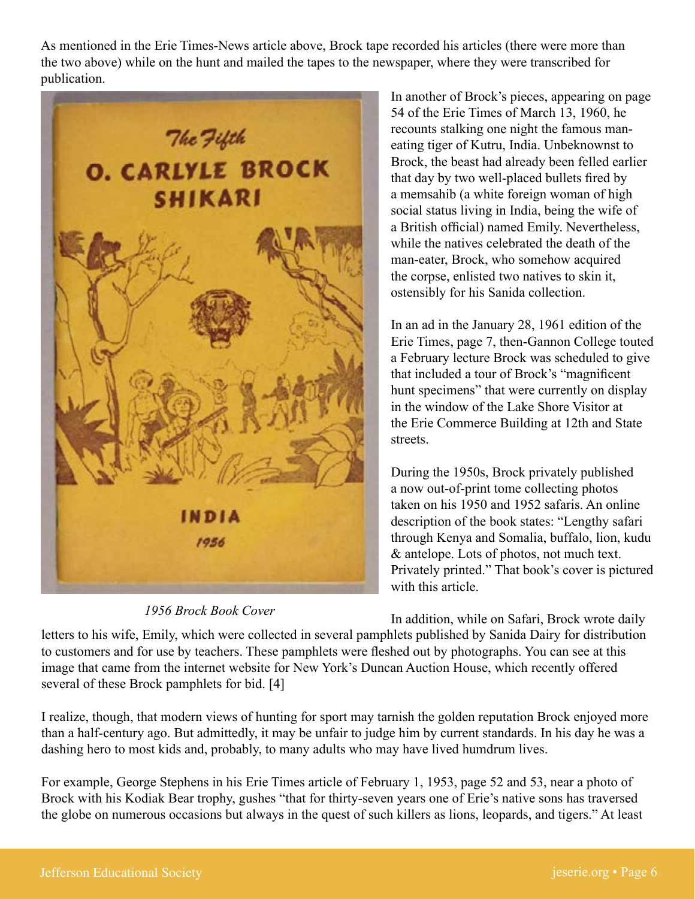As mentioned in the Erie Times-News article above, Brock tape recorded his articles (there were more than the two above) while on the hunt and mailed the tapes to the newspaper, where they were transcribed for publication.

*1956 Brock Book Cover*

In another of Brock's pieces, appearing on page 54 of the Erie Times of March 13, 1960, he recounts stalking one night the famous man-eating tiger of Kutru, India. Unbeknownst to Brock, the beast had already been felled earlier that day by two well-placed bullets fired by a memsahib (a white foreign woman of high social status living in India, being the wife of a British official) named Emily. Nevertheless, while the natives celebrated the death of the man-eater, Brock, who somehow acquired the corpse, enlisted two natives to skin it, ostensibly for his Sanida collection.

In an ad in the January 28, 1961 edition of the Erie Times, page 7, then-Gannon College touted a February lecture Brock was scheduled to give that included a tour of Brock's "magnificent hunt specimens" that were currently on display in the window of the Lake Shore Visitor at the Erie Commerce Building at 12th and State streets.

During the 1950s, Brock privately published a now out-of-print tome collecting photos taken on his 1950 and 1952 safaris. An online description of the book states: "Lengthy safari through Kenya and Somalia, buffalo, lion, kudu & antelope. Lots of photos, not much text. Privately printed." That book's cover is pictured with this article.

In addition, while on Safari, Brock wrote daily letters to his wife, Emily, which were collected in several pamphlets published by Sanida Dairy for distribution to customers and for use by teachers. These pamphlets were fleshed out by photographs. You can see at this image that came from the internet website for New York's Duncan Auction House, which recently offered several of these Brock pamphlets for bid. [4]

I realize, though, that modern views of hunting for sport may tarnish the golden reputation Brock enjoyed more than a half-century ago. But admittedly, it may be unfair to judge him by current standards. In his day he was a dashing hero to most kids and, probably, to many adults who may have lived humdrum lives.

For example, George Stephens in his Erie Times article of February 1, 1953, page 52 and 53, near a photo of Brock with his Kodiak Bear trophy, gushes "that for thirty-seven years one of Erie's native sons has traversed the globe on numerous occasions but always in the quest of such killers as lions, leopards, and tigers." At least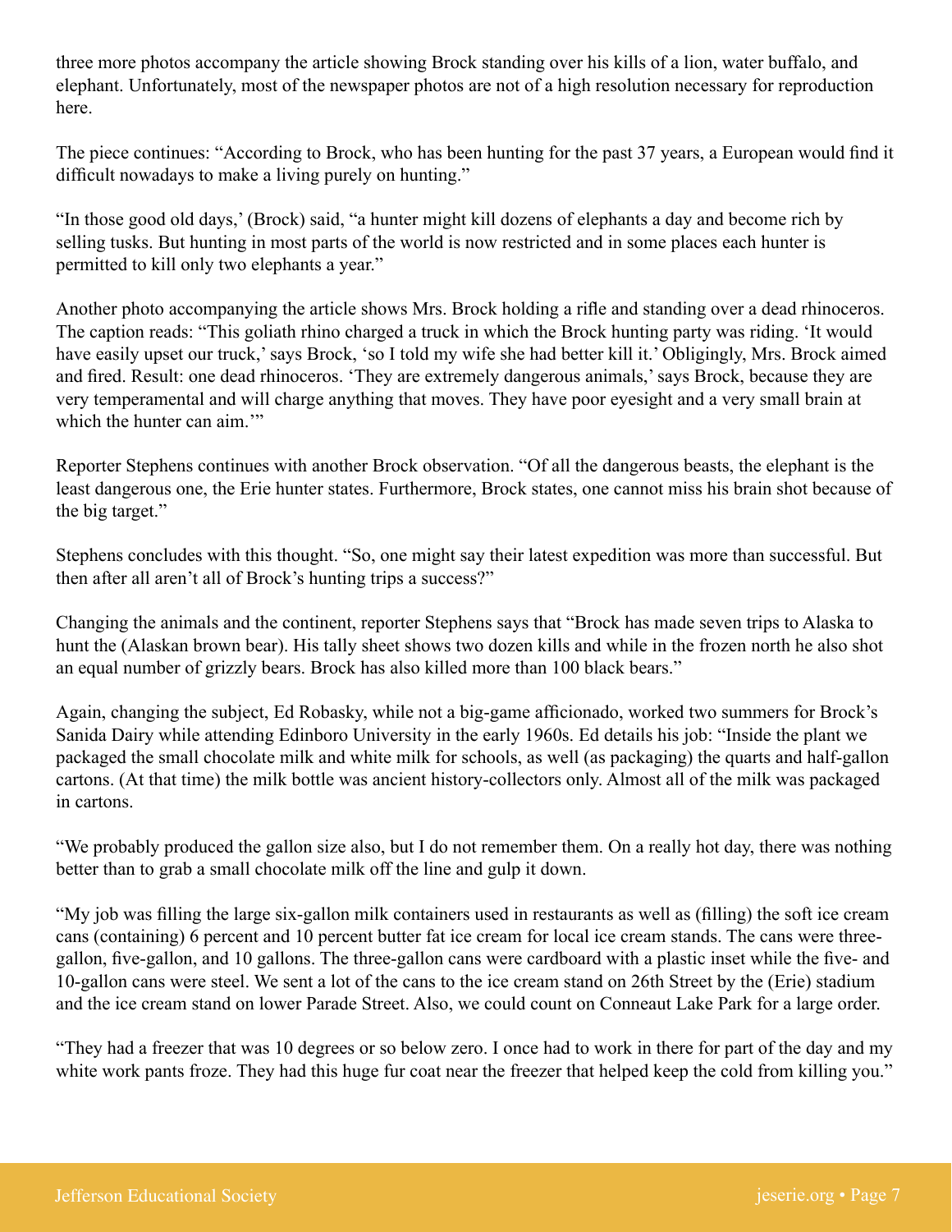three more photos accompany the article showing Brock standing over his kills of a lion, water buffalo, and elephant. Unfortunately, most of the newspaper photos are not of a high resolution necessary for reproduction here.

The piece continues: "According to Brock, who has been hunting for the past 37 years, a European would find it difficult nowadays to make a living purely on hunting."

"In those good old days,' (Brock) said, "a hunter might kill dozens of elephants a day and become rich by selling tusks. But hunting in most parts of the world is now restricted and in some places each hunter is permitted to kill only two elephants a year."

Another photo accompanying the article shows Mrs. Brock holding a rifle and standing over a dead rhinoceros. The caption reads: "This goliath rhino charged a truck in which the Brock hunting party was riding. 'It would have easily upset our truck,' says Brock, 'so I told my wife she had better kill it.' Obligingly, Mrs. Brock aimed and fired. Result: one dead rhinoceros. 'They are extremely dangerous animals,' says Brock, because they are very temperamental and will charge anything that moves. They have poor eyesight and a very small brain at which the hunter can aim.'"

Reporter Stephens continues with another Brock observation. "Of all the dangerous beasts, the elephant is the least dangerous one, the Erie hunter states. Furthermore, Brock states, one cannot miss his brain shot because of the big target."

Stephens concludes with this thought. "So, one might say their latest expedition was more than successful. But then after all aren't all of Brock's hunting trips a success?"

Changing the animals and the continent, reporter Stephens says that "Brock has made seven trips to Alaska to hunt the (Alaskan brown bear). His tally sheet shows two dozen kills and while in the frozen north he also shot an equal number of grizzly bears. Brock has also killed more than 100 black bears."

Again, changing the subject, Ed Robasky, while not a big-game afficionado, worked two summers for Brock's Sanida Dairy while attending Edinboro University in the early 1960s. Ed details his job: "Inside the plant we packaged the small chocolate milk and white milk for schools, as well (as packaging) the quarts and half-gallon cartons. (At that time) the milk bottle was ancient history-collectors only. Almost all of the milk was packaged in cartons.

"We probably produced the gallon size also, but I do not remember them. On a really hot day, there was nothing better than to grab a small chocolate milk off the line and gulp it down.

"My job was filling the large six-gallon milk containers used in restaurants as well as (filling) the soft ice cream cans (containing) 6 percent and 10 percent butter fat ice cream for local ice cream stands. The cans were three-gallon, five-gallon, and 10 gallons. The three-gallon cans were cardboard with a plastic inset while the five- and 10-gallon cans were steel. We sent a lot of the cans to the ice cream stand on 26th Street by the (Erie) stadium and the ice cream stand on lower Parade Street. Also, we could count on Conneaut Lake Park for a large order.

"They had a freezer that was 10 degrees or so below zero. I once had to work in there for part of the day and my white work pants froze. They had this huge fur coat near the freezer that helped keep the cold from killing you."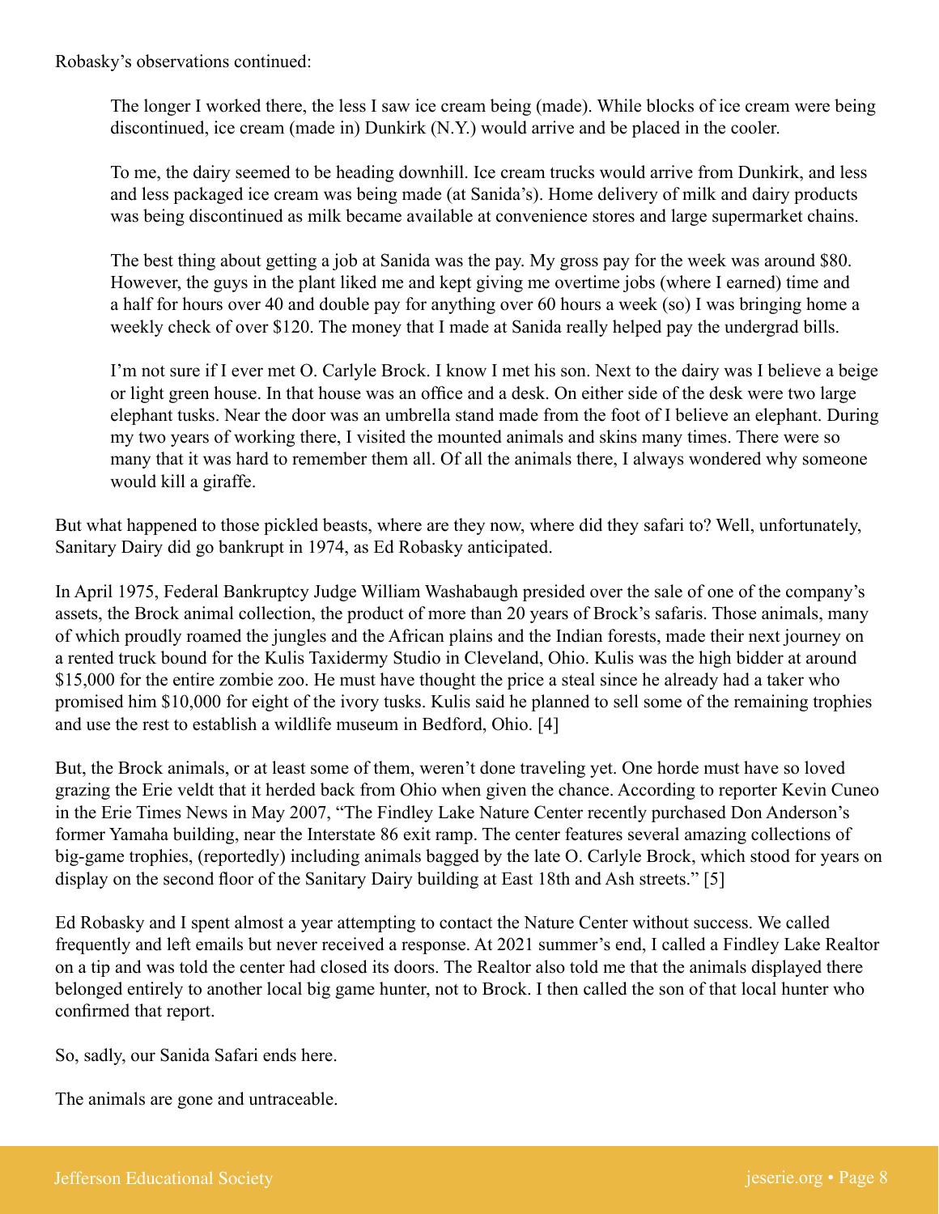Robasky's observations continued:

> The longer I worked there, the less I saw ice cream being (made). While blocks of ice cream were being discontinued, ice cream (made in) Dunkirk (N.Y.) would arrive and be placed in the cooler.
>
> To me, the dairy seemed to be heading downhill. Ice cream trucks would arrive from Dunkirk, and less and less packaged ice cream was being made (at Sanida's). Home delivery of milk and dairy products was being discontinued as milk became available at convenience stores and large supermarket chains.
>
> The best thing about getting a job at Sanida was the pay. My gross pay for the week was around $80. However, the guys in the plant liked me and kept giving me overtime jobs (where I earned) time and a half for hours over 40 and double pay for anything over 60 hours a week (so) I was bringing home a weekly check of over $120. The money that I made at Sanida really helped pay the undergrad bills.
>
> I'm not sure if I ever met O. Carlyle Brock. I know I met his son. Next to the dairy was I believe a beige or light green house. In that house was an office and a desk. On either side of the desk were two large elephant tusks. Near the door was an umbrella stand made from the foot of I believe an elephant. During my two years of working there, I visited the mounted animals and skins many times. There were so many that it was hard to remember them all. Of all the animals there, I always wondered why someone would kill a giraffe.

But what happened to those pickled beasts, where are they now, where did they safari to? Well, unfortunately, Sanitary Dairy did go bankrupt in 1974, as Ed Robasky anticipated.

In April 1975, Federal Bankruptcy Judge William Washabaugh presided over the sale of one of the company's assets, the Brock animal collection, the product of more than 20 years of Brock's safaris. Those animals, many of which proudly roamed the jungles and the African plains and the Indian forests, made their next journey on a rented truck bound for the Kulis Taxidermy Studio in Cleveland, Ohio. Kulis was the high bidder at around $15,000 for the entire zombie zoo. He must have thought the price a steal since he already had a taker who promised him $10,000 for eight of the ivory tusks. Kulis said he planned to sell some of the remaining trophies and use the rest to establish a wildlife museum in Bedford, Ohio. [4]

But, the Brock animals, or at least some of them, weren't done traveling yet. One horde must have so loved grazing the Erie veldt that it herded back from Ohio when given the chance. According to reporter Kevin Cuneo in the Erie Times News in May 2007, "The Findley Lake Nature Center recently purchased Don Anderson's former Yamaha building, near the Interstate 86 exit ramp. The center features several amazing collections of big-game trophies, (reportedly) including animals bagged by the late O. Carlyle Brock, which stood for years on display on the second floor of the Sanitary Dairy building at East 18th and Ash streets." [5]

Ed Robasky and I spent almost a year attempting to contact the Nature Center without success. We called frequently and left emails but never received a response. At 2021 summer's end, I called a Findley Lake Realtor on a tip and was told the center had closed its doors. The Realtor also told me that the animals displayed there belonged entirely to another local big game hunter, not to Brock. I then called the son of that local hunter who confirmed that report.

So, sadly, our Sanida Safari ends here.

The animals are gone and untraceable.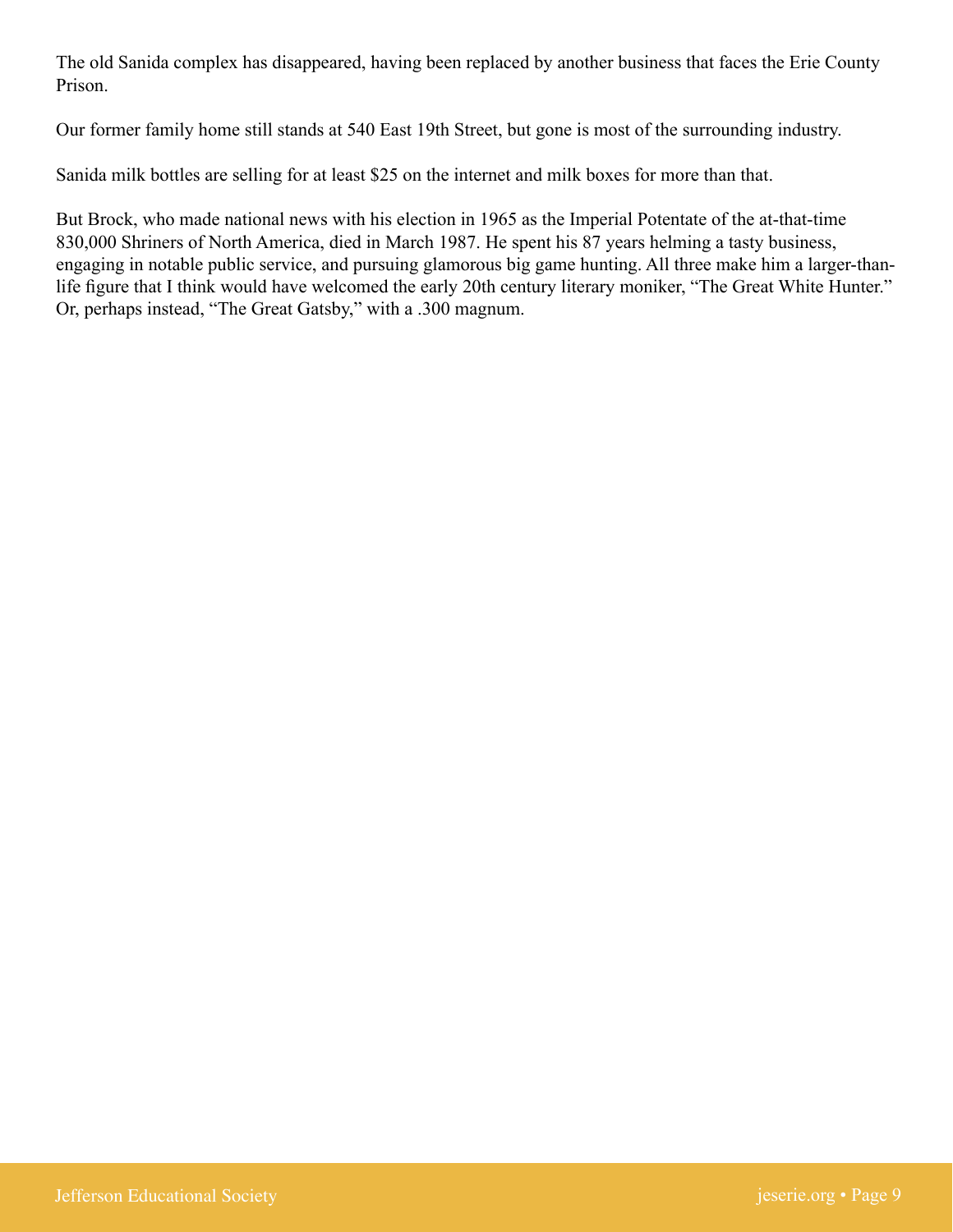The old Sanida complex has disappeared, having been replaced by another business that faces the Erie County Prison.

Our former family home still stands at 540 East 19th Street, but gone is most of the surrounding industry.

Sanida milk bottles are selling for at least $25 on the internet and milk boxes for more than that.

But Brock, who made national news with his election in 1965 as the Imperial Potentate of the at-that-time 830,000 Shriners of North America, died in March 1987. He spent his 87 years helming a tasty business, engaging in notable public service, and pursuing glamorous big game hunting. All three make him a larger-than-life figure that I think would have welcomed the early 20th century literary moniker, "The Great White Hunter." Or, perhaps instead, "The Great Gatsby," with a .300 magnum.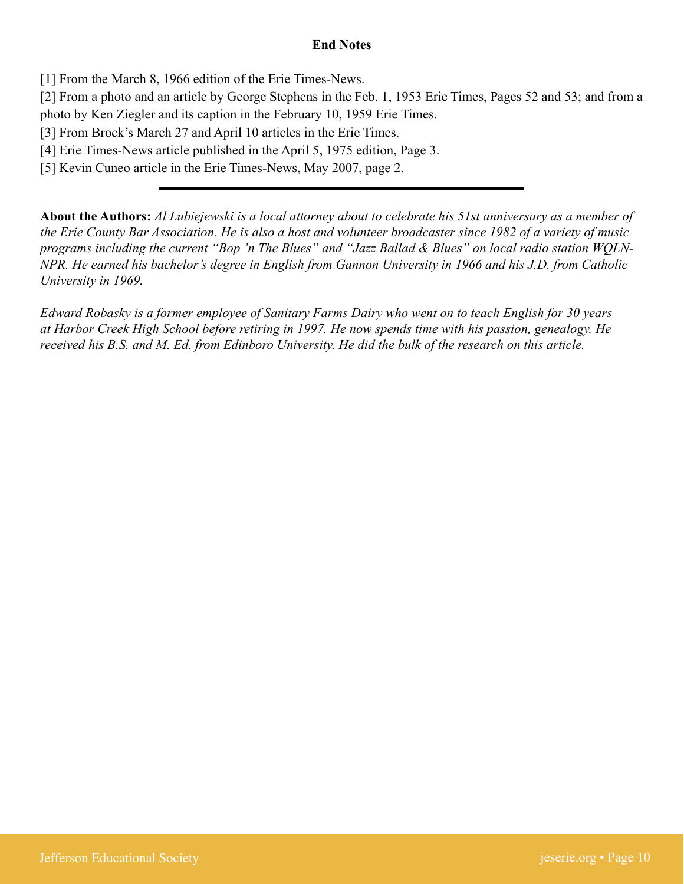## End Notes

[1] From the March 8, 1966 edition of the Erie Times-News.

[2] From a photo and an article by George Stephens in the Feb. 1, 1953 Erie Times, Pages 52 and 53; and from a photo by Ken Ziegler and its caption in the February 10, 1959 Erie Times.

[3] From Brock's March 27 and April 10 articles in the Erie Times.

[4] Erie Times-News article published in the April 5, 1975 edition, Page 3.

[5] Kevin Cuneo article in the Erie Times-News, May 2007, page 2.

---

**About the Authors:** *Al Lubiejewski is a local attorney about to celebrate his 51st anniversary as a member of the Erie County Bar Association. He is also a host and volunteer broadcaster since 1982 of a variety of music programs including the current "Bop 'n The Blues" and "Jazz Ballad & Blues" on local radio station WQLN-NPR. He earned his bachelor's degree in English from Gannon University in 1966 and his J.D. from Catholic University in 1969.*

*Edward Robasky is a former employee of Sanitary Farms Dairy who went on to teach English for 30 years at Harbor Creek High School before retiring in 1997. He now spends time with his passion, genealogy. He received his B.S. and M. Ed. from Edinboro University. He did the bulk of the research on this article.*